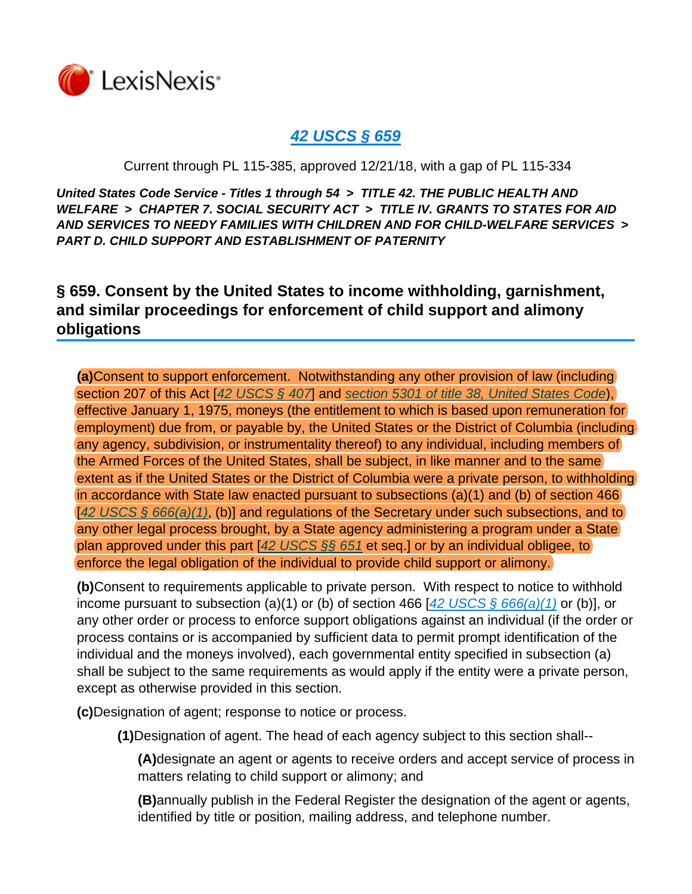LexisNexis

# *42 USCS § 659*

Current through PL 115-385, approved 12/21/18, with a gap of PL 115-334

***United States Code Service - Titles 1 through 54 > TITLE 42. THE PUBLIC HEALTH AND WELFARE > CHAPTER 7. SOCIAL SECURITY ACT > TITLE IV. GRANTS TO STATES FOR AID AND SERVICES TO NEEDY FAMILIES WITH CHILDREN AND FOR CHILD-WELFARE SERVICES > PART D. CHILD SUPPORT AND ESTABLISHMENT OF PATERNITY***

## § 659. Consent by the United States to income withholding, garnishment, and similar proceedings for enforcement of child support and alimony obligations

**(a)**Consent to support enforcement. Notwithstanding any other provision of law (including section 207 of this Act [*42 USCS § 407*] and *section 5301 of title 38, United States Code*), effective January 1, 1975, moneys (the entitlement to which is based upon remuneration for employment) due from, or payable by, the United States or the District of Columbia (including any agency, subdivision, or instrumentality thereof) to any individual, including members of the Armed Forces of the United States, shall be subject, in like manner and to the same extent as if the United States or the District of Columbia were a private person, to withholding in accordance with State law enacted pursuant to subsections (a)(1) and (b) of section 466 [*42 USCS § 666(a)(1)*, (b)] and regulations of the Secretary under such subsections, and to any other legal process brought, by a State agency administering a program under a State plan approved under this part [*42 USCS §§ 651* et seq.] or by an individual obligee, to enforce the legal obligation of the individual to provide child support or alimony.

**(b)**Consent to requirements applicable to private person. With respect to notice to withhold income pursuant to subsection (a)(1) or (b) of section 466 [*42 USCS § 666(a)(1)* or (b)], or any other order or process to enforce support obligations against an individual (if the order or process contains or is accompanied by sufficient data to permit prompt identification of the individual and the moneys involved), each governmental entity specified in subsection (a) shall be subject to the same requirements as would apply if the entity were a private person, except as otherwise provided in this section.

**(c)**Designation of agent; response to notice or process.

**(1)**Designation of agent. The head of each agency subject to this section shall--

**(A)**designate an agent or agents to receive orders and accept service of process in matters relating to child support or alimony; and

**(B)**annually publish in the Federal Register the designation of the agent or agents, identified by title or position, mailing address, and telephone number.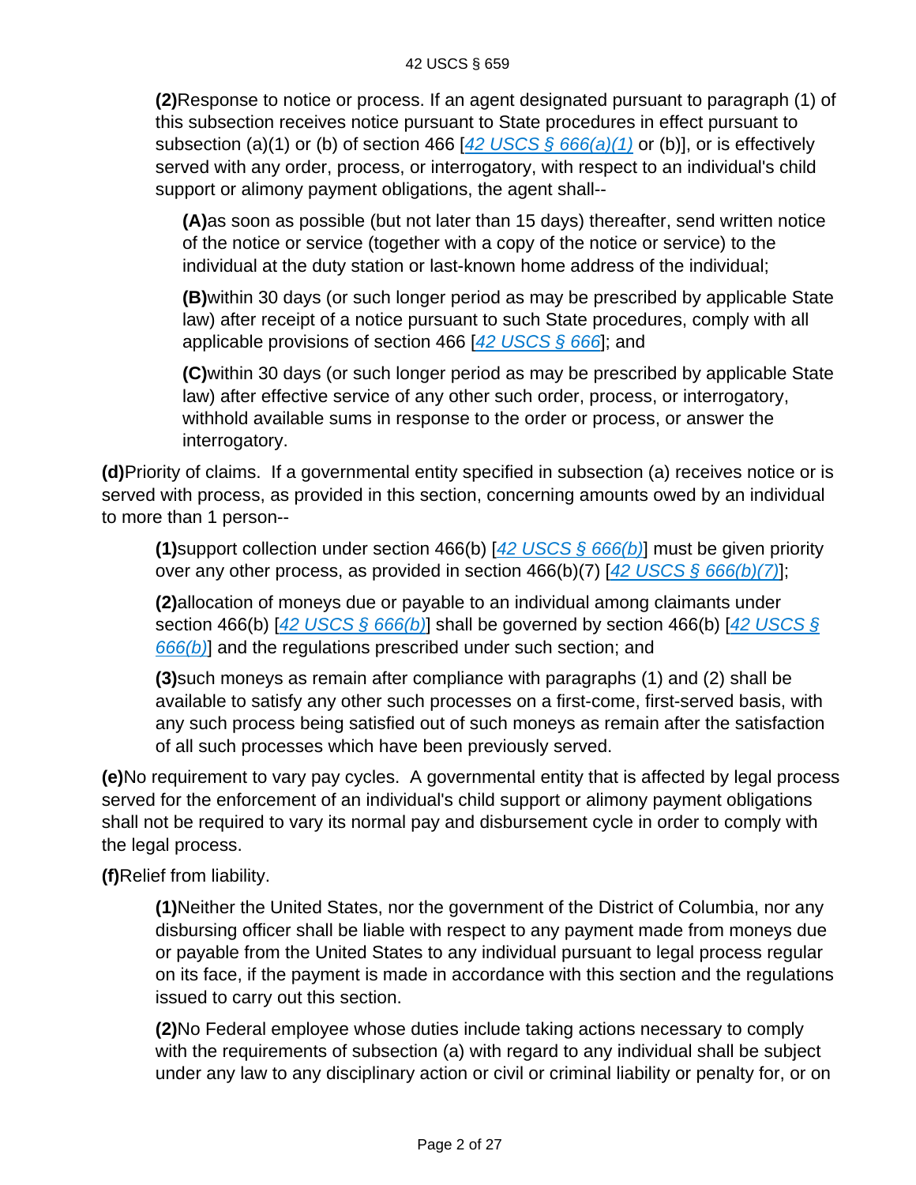**(2)**Response to notice or process. If an agent designated pursuant to paragraph (1) of this subsection receives notice pursuant to State procedures in effect pursuant to subsection (a)(1) or (b) of section 466 [42 USCS § 666(a)(1) or (b)], or is effectively served with any order, process, or interrogatory, with respect to an individual's child support or alimony payment obligations, the agent shall--

**(A)**as soon as possible (but not later than 15 days) thereafter, send written notice of the notice or service (together with a copy of the notice or service) to the individual at the duty station or last-known home address of the individual;

**(B)**within 30 days (or such longer period as may be prescribed by applicable State law) after receipt of a notice pursuant to such State procedures, comply with all applicable provisions of section 466 [42 USCS § 666]; and

**(C)**within 30 days (or such longer period as may be prescribed by applicable State law) after effective service of any other such order, process, or interrogatory, withhold available sums in response to the order or process, or answer the interrogatory.

**(d)**Priority of claims. If a governmental entity specified in subsection (a) receives notice or is served with process, as provided in this section, concerning amounts owed by an individual to more than 1 person--

**(1)**support collection under section 466(b) [42 USCS § 666(b)] must be given priority over any other process, as provided in section 466(b)(7) [42 USCS § 666(b)(7)];

**(2)**allocation of moneys due or payable to an individual among claimants under section 466(b) [42 USCS § 666(b)] shall be governed by section 466(b) [42 USCS § 666(b)] and the regulations prescribed under such section; and

**(3)**such moneys as remain after compliance with paragraphs (1) and (2) shall be available to satisfy any other such processes on a first-come, first-served basis, with any such process being satisfied out of such moneys as remain after the satisfaction of all such processes which have been previously served.

**(e)**No requirement to vary pay cycles. A governmental entity that is affected by legal process served for the enforcement of an individual's child support or alimony payment obligations shall not be required to vary its normal pay and disbursement cycle in order to comply with the legal process.

**(f)**Relief from liability.

**(1)**Neither the United States, nor the government of the District of Columbia, nor any disbursing officer shall be liable with respect to any payment made from moneys due or payable from the United States to any individual pursuant to legal process regular on its face, if the payment is made in accordance with this section and the regulations issued to carry out this section.

**(2)**No Federal employee whose duties include taking actions necessary to comply with the requirements of subsection (a) with regard to any individual shall be subject under any law to any disciplinary action or civil or criminal liability or penalty for, or on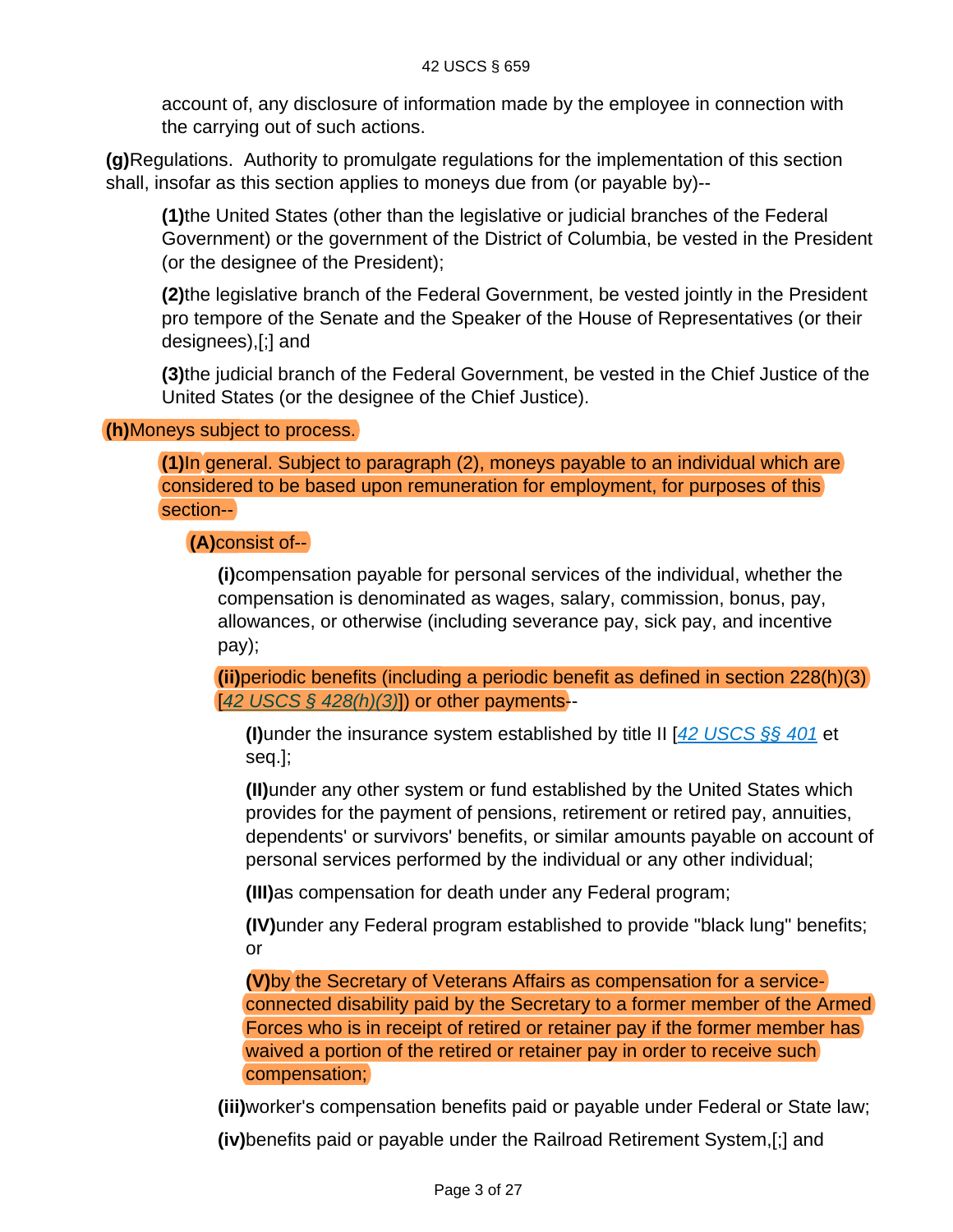account of, any disclosure of information made by the employee in connection with the carrying out of such actions.

**(g)**Regulations. Authority to promulgate regulations for the implementation of this section shall, insofar as this section applies to moneys due from (or payable by)--

**(1)**the United States (other than the legislative or judicial branches of the Federal Government) or the government of the District of Columbia, be vested in the President (or the designee of the President);

**(2)**the legislative branch of the Federal Government, be vested jointly in the President pro tempore of the Senate and the Speaker of the House of Representatives (or their designees),[;] and

**(3)**the judicial branch of the Federal Government, be vested in the Chief Justice of the United States (or the designee of the Chief Justice).

**(h)**Moneys subject to process.

**(1)**In general. Subject to paragraph (2), moneys payable to an individual which are considered to be based upon remuneration for employment, for purposes of this section--

**(A)**consist of--

**(i)**compensation payable for personal services of the individual, whether the compensation is denominated as wages, salary, commission, bonus, pay, allowances, or otherwise (including severance pay, sick pay, and incentive pay);

**(ii)**periodic benefits (including a periodic benefit as defined in section 228(h)(3) [42 USCS § 428(h)(3)]) or other payments--

**(I)**under the insurance system established by title II [42 USCS §§ 401 et seq.];

**(II)**under any other system or fund established by the United States which provides for the payment of pensions, retirement or retired pay, annuities, dependents' or survivors' benefits, or similar amounts payable on account of personal services performed by the individual or any other individual;

**(III)**as compensation for death under any Federal program;

**(IV)**under any Federal program established to provide "black lung" benefits; or

**(V)**by the Secretary of Veterans Affairs as compensation for a service-connected disability paid by the Secretary to a former member of the Armed Forces who is in receipt of retired or retainer pay if the former member has waived a portion of the retired or retainer pay in order to receive such compensation;

**(iii)**worker's compensation benefits paid or payable under Federal or State law;

**(iv)**benefits paid or payable under the Railroad Retirement System,[;] and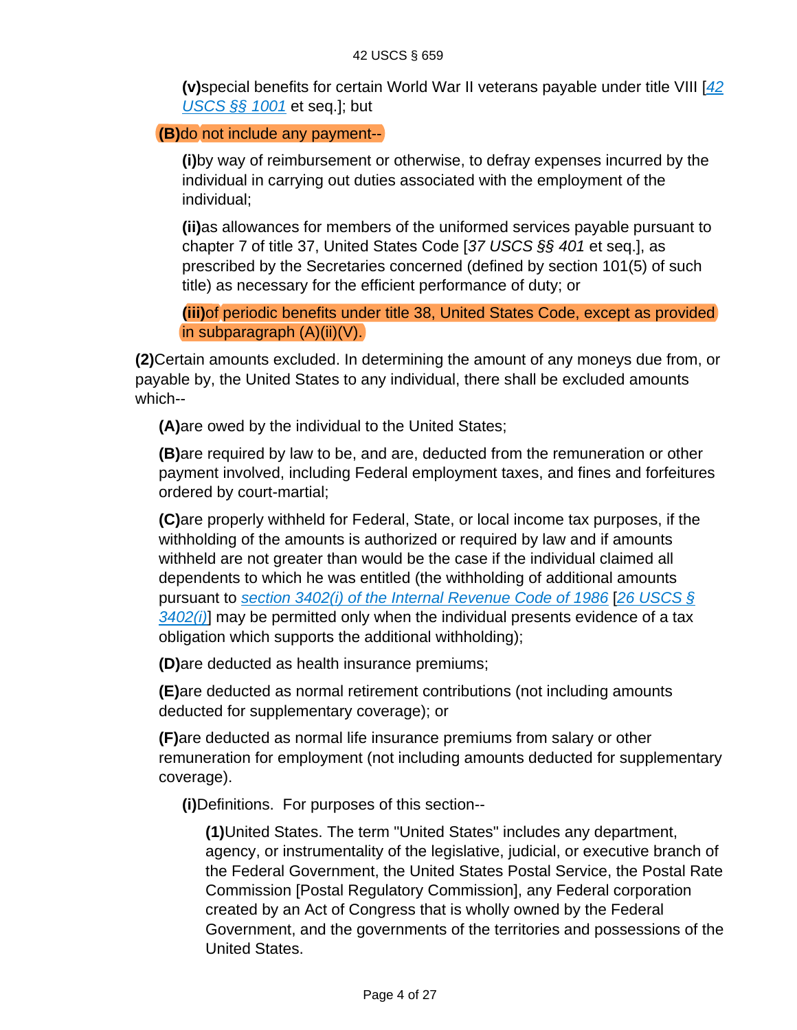**(v)**special benefits for certain World War II veterans payable under title VIII [42 USCS §§ 1001 et seq.]; but

**(B)**do not include any payment--

**(i)**by way of reimbursement or otherwise, to defray expenses incurred by the individual in carrying out duties associated with the employment of the individual;

**(ii)**as allowances for members of the uniformed services payable pursuant to chapter 7 of title 37, United States Code [*37 USCS §§ 401* et seq.], as prescribed by the Secretaries concerned (defined by section 101(5) of such title) as necessary for the efficient performance of duty; or

**(iii)**of periodic benefits under title 38, United States Code, except as provided in subparagraph (A)(ii)(V).

**(2)**Certain amounts excluded. In determining the amount of any moneys due from, or payable by, the United States to any individual, there shall be excluded amounts which--

**(A)**are owed by the individual to the United States;

**(B)**are required by law to be, and are, deducted from the remuneration or other payment involved, including Federal employment taxes, and fines and forfeitures ordered by court-martial;

**(C)**are properly withheld for Federal, State, or local income tax purposes, if the withholding of the amounts is authorized or required by law and if amounts withheld are not greater than would be the case if the individual claimed all dependents to which he was entitled (the withholding of additional amounts pursuant to *section 3402(i) of the Internal Revenue Code of 1986* [*26 USCS § 3402(i)*] may be permitted only when the individual presents evidence of a tax obligation which supports the additional withholding);

**(D)**are deducted as health insurance premiums;

**(E)**are deducted as normal retirement contributions (not including amounts deducted for supplementary coverage); or

**(F)**are deducted as normal life insurance premiums from salary or other remuneration for employment (not including amounts deducted for supplementary coverage).

**(i)**Definitions. For purposes of this section--

**(1)**United States. The term "United States" includes any department, agency, or instrumentality of the legislative, judicial, or executive branch of the Federal Government, the United States Postal Service, the Postal Rate Commission [Postal Regulatory Commission], any Federal corporation created by an Act of Congress that is wholly owned by the Federal Government, and the governments of the territories and possessions of the United States.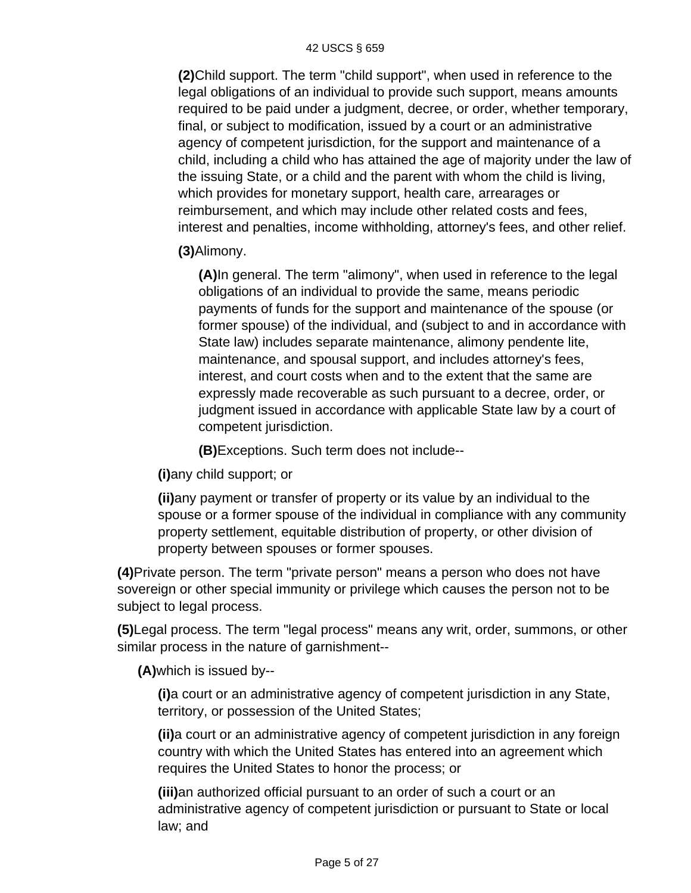**(2)** Child support. The term "child support", when used in reference to the legal obligations of an individual to provide such support, means amounts required to be paid under a judgment, decree, or order, whether temporary, final, or subject to modification, issued by a court or an administrative agency of competent jurisdiction, for the support and maintenance of a child, including a child who has attained the age of majority under the law of the issuing State, or a child and the parent with whom the child is living, which provides for monetary support, health care, arrearages or reimbursement, and which may include other related costs and fees, interest and penalties, income withholding, attorney's fees, and other relief.

**(3)** Alimony.

**(A)** In general. The term "alimony", when used in reference to the legal obligations of an individual to provide the same, means periodic payments of funds for the support and maintenance of the spouse (or former spouse) of the individual, and (subject to and in accordance with State law) includes separate maintenance, alimony pendente lite, maintenance, and spousal support, and includes attorney's fees, interest, and court costs when and to the extent that the same are expressly made recoverable as such pursuant to a decree, order, or judgment issued in accordance with applicable State law by a court of competent jurisdiction.

**(B)** Exceptions. Such term does not include--

**(i)** any child support; or

**(ii)** any payment or transfer of property or its value by an individual to the spouse or a former spouse of the individual in compliance with any community property settlement, equitable distribution of property, or other division of property between spouses or former spouses.

**(4)** Private person. The term "private person" means a person who does not have sovereign or other special immunity or privilege which causes the person not to be subject to legal process.

**(5)** Legal process. The term "legal process" means any writ, order, summons, or other similar process in the nature of garnishment--

**(A)** which is issued by--

**(i)** a court or an administrative agency of competent jurisdiction in any State, territory, or possession of the United States;

**(ii)** a court or an administrative agency of competent jurisdiction in any foreign country with which the United States has entered into an agreement which requires the United States to honor the process; or

**(iii)** an authorized official pursuant to an order of such a court or an administrative agency of competent jurisdiction or pursuant to State or local law; and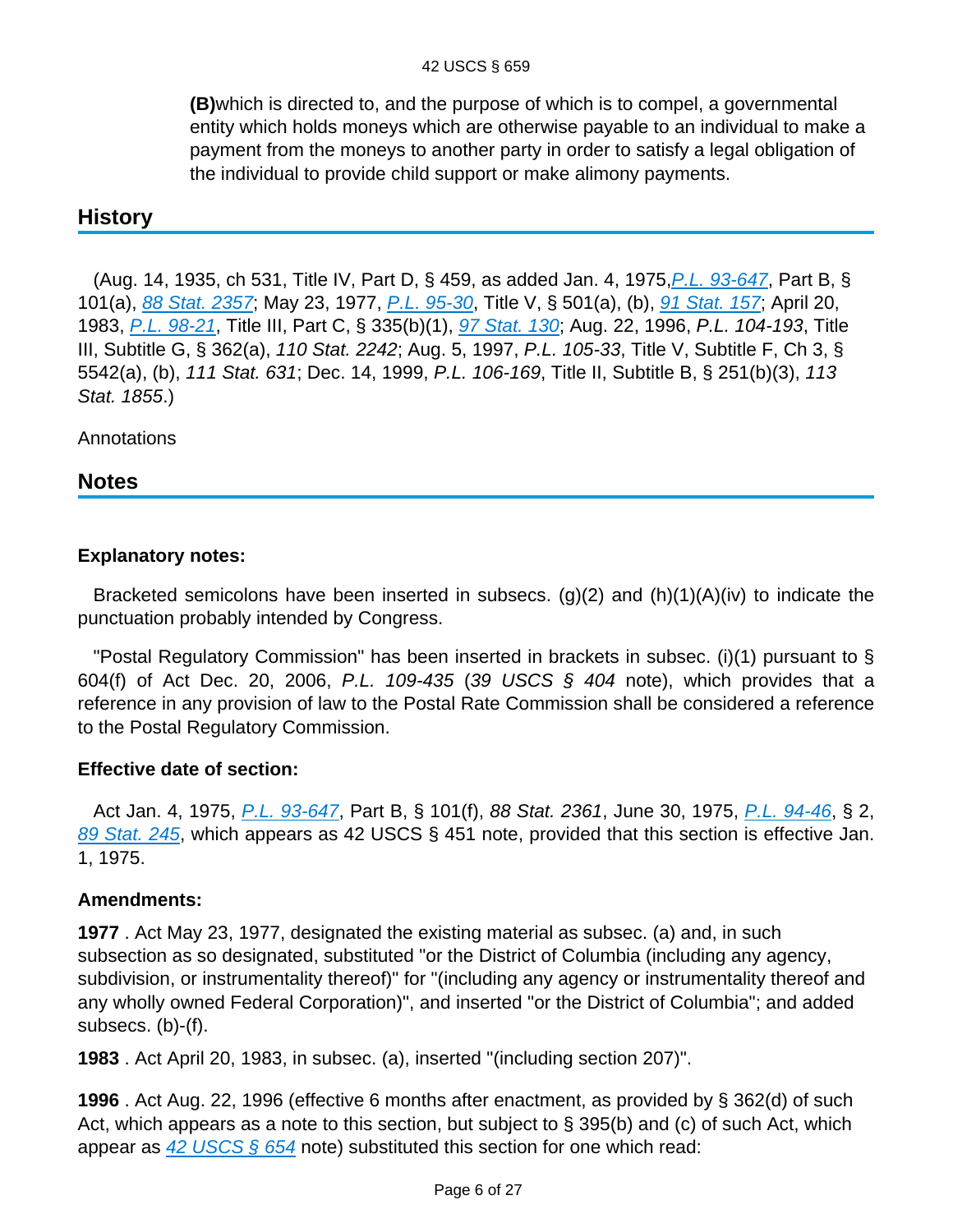**(B)** which is directed to, and the purpose of which is to compel, a governmental entity which holds moneys which are otherwise payable to an individual to make a payment from the moneys to another party in order to satisfy a legal obligation of the individual to provide child support or make alimony payments.

## History

(Aug. 14, 1935, ch 531, Title IV, Part D, § 459, as added Jan. 4, 1975, *P.L. 93-647*, Part B, § 101(a), *88 Stat. 2357*; May 23, 1977, *P.L. 95-30*, Title V, § 501(a), (b), *91 Stat. 157*; April 20, 1983, *P.L. 98-21*, Title III, Part C, § 335(b)(1), *97 Stat. 130*; Aug. 22, 1996, *P.L. 104-193*, Title III, Subtitle G, § 362(a), *110 Stat. 2242*; Aug. 5, 1997, *P.L. 105-33*, Title V, Subtitle F, Ch 3, § 5542(a), (b), *111 Stat. 631*; Dec. 14, 1999, *P.L. 106-169*, Title II, Subtitle B, § 251(b)(3), *113 Stat. 1855*.)

Annotations

## Notes

### Explanatory notes:

Bracketed semicolons have been inserted in subsecs. (g)(2) and (h)(1)(A)(iv) to indicate the punctuation probably intended by Congress.

"Postal Regulatory Commission" has been inserted in brackets in subsec. (i)(1) pursuant to § 604(f) of Act Dec. 20, 2006, *P.L. 109-435* (*39 USCS § 404* note), which provides that a reference in any provision of law to the Postal Rate Commission shall be considered a reference to the Postal Regulatory Commission.

### Effective date of section:

Act Jan. 4, 1975, *P.L. 93-647*, Part B, § 101(f), *88 Stat. 2361*, June 30, 1975, *P.L. 94-46*, § 2, *89 Stat. 245*, which appears as 42 USCS § 451 note, provided that this section is effective Jan. 1, 1975.

### Amendments:

**1977** . Act May 23, 1977, designated the existing material as subsec. (a) and, in such subsection as so designated, substituted "or the District of Columbia (including any agency, subdivision, or instrumentality thereof)" for "(including any agency or instrumentality thereof and any wholly owned Federal Corporation)", and inserted "or the District of Columbia"; and added subsecs. (b)-(f).

**1983** . Act April 20, 1983, in subsec. (a), inserted "(including section 207)".

**1996** . Act Aug. 22, 1996 (effective 6 months after enactment, as provided by § 362(d) of such Act, which appears as a note to this section, but subject to § 395(b) and (c) of such Act, which appear as *42 USCS § 654* note) substituted this section for one which read: